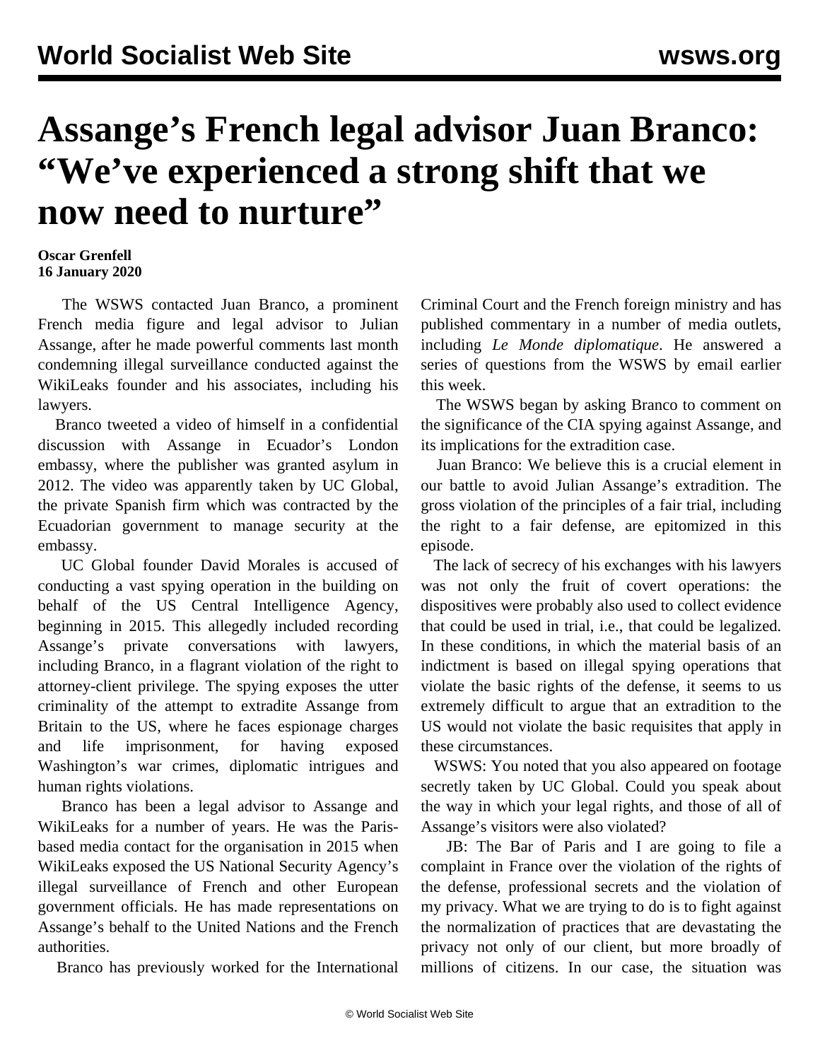# Assange's French legal advisor Juan Branco: "We've experienced a strong shift that we now need to nurture"

**Oscar Grenfell**
**16 January 2020**

The WSWS contacted Juan Branco, a prominent French media figure and legal advisor to Julian Assange, after he made powerful comments last month condemning illegal surveillance conducted against the WikiLeaks founder and his associates, including his lawyers.

Branco tweeted a video of himself in a confidential discussion with Assange in Ecuador's London embassy, where the publisher was granted asylum in 2012. The video was apparently taken by UC Global, the private Spanish firm which was contracted by the Ecuadorian government to manage security at the embassy.

UC Global founder David Morales is accused of conducting a vast spying operation in the building on behalf of the US Central Intelligence Agency, beginning in 2015. This allegedly included recording Assange's private conversations with lawyers, including Branco, in a flagrant violation of the right to attorney-client privilege. The spying exposes the utter criminality of the attempt to extradite Assange from Britain to the US, where he faces espionage charges and life imprisonment, for having exposed Washington's war crimes, diplomatic intrigues and human rights violations.

Branco has been a legal advisor to Assange and WikiLeaks for a number of years. He was the Paris-based media contact for the organisation in 2015 when WikiLeaks exposed the US National Security Agency's illegal surveillance of French and other European government officials. He has made representations on Assange's behalf to the United Nations and the French authorities.

Branco has previously worked for the International Criminal Court and the French foreign ministry and has published commentary in a number of media outlets, including *Le Monde diplomatique*. He answered a series of questions from the WSWS by email earlier this week.

The WSWS began by asking Branco to comment on the significance of the CIA spying against Assange, and its implications for the extradition case.

Juan Branco: We believe this is a crucial element in our battle to avoid Julian Assange's extradition. The gross violation of the principles of a fair trial, including the right to a fair defense, are epitomized in this episode.

The lack of secrecy of his exchanges with his lawyers was not only the fruit of covert operations: the dispositives were probably also used to collect evidence that could be used in trial, i.e., that could be legalized. In these conditions, in which the material basis of an indictment is based on illegal spying operations that violate the basic rights of the defense, it seems to us extremely difficult to argue that an extradition to the US would not violate the basic requisites that apply in these circumstances.

WSWS: You noted that you also appeared on footage secretly taken by UC Global. Could you speak about the way in which your legal rights, and those of all of Assange's visitors were also violated?

JB: The Bar of Paris and I are going to file a complaint in France over the violation of the rights of the defense, professional secrets and the violation of my privacy. What we are trying to do is to fight against the normalization of practices that are devastating the privacy not only of our client, but more broadly of millions of citizens. In our case, the situation was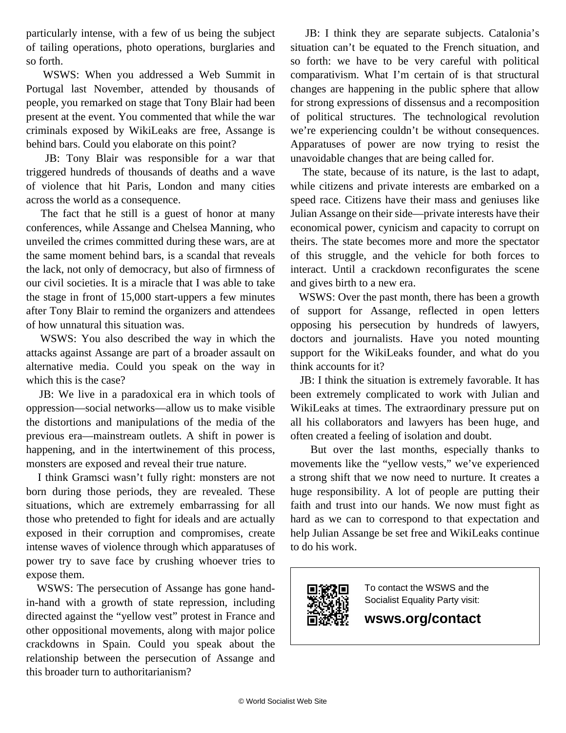particularly intense, with a few of us being the subject of tailing operations, photo operations, burglaries and so forth.

WSWS: When you addressed a Web Summit in Portugal last November, attended by thousands of people, you remarked on stage that Tony Blair had been present at the event. You commented that while the war criminals exposed by WikiLeaks are free, Assange is behind bars. Could you elaborate on this point?

JB: Tony Blair was responsible for a war that triggered hundreds of thousands of deaths and a wave of violence that hit Paris, London and many cities across the world as a consequence.

The fact that he still is a guest of honor at many conferences, while Assange and Chelsea Manning, who unveiled the crimes committed during these wars, are at the same moment behind bars, is a scandal that reveals the lack, not only of democracy, but also of firmness of our civil societies. It is a miracle that I was able to take the stage in front of 15,000 start-uppers a few minutes after Tony Blair to remind the organizers and attendees of how unnatural this situation was.

WSWS: You also described the way in which the attacks against Assange are part of a broader assault on alternative media. Could you speak on the way in which this is the case?

JB: We live in a paradoxical era in which tools of oppression—social networks—allow us to make visible the distortions and manipulations of the media of the previous era—mainstream outlets. A shift in power is happening, and in the intertwinement of this process, monsters are exposed and reveal their true nature.

I think Gramsci wasn't fully right: monsters are not born during those periods, they are revealed. These situations, which are extremely embarrassing for all those who pretended to fight for ideals and are actually exposed in their corruption and compromises, create intense waves of violence through which apparatuses of power try to save face by crushing whoever tries to expose them.

WSWS: The persecution of Assange has gone hand-in-hand with a growth of state repression, including directed against the "yellow vest" protest in France and other oppositional movements, along with major police crackdowns in Spain. Could you speak about the relationship between the persecution of Assange and this broader turn to authoritarianism?

JB: I think they are separate subjects. Catalonia's situation can't be equated to the French situation, and so forth: we have to be very careful with political comparativism. What I'm certain of is that structural changes are happening in the public sphere that allow for strong expressions of dissensus and a recomposition of political structures. The technological revolution we're experiencing couldn't be without consequences. Apparatuses of power are now trying to resist the unavoidable changes that are being called for.

The state, because of its nature, is the last to adapt, while citizens and private interests are embarked on a speed race. Citizens have their mass and geniuses like Julian Assange on their side—private interests have their economical power, cynicism and capacity to corrupt on theirs. The state becomes more and more the spectator of this struggle, and the vehicle for both forces to interact. Until a crackdown reconfigurates the scene and gives birth to a new era.

WSWS: Over the past month, there has been a growth of support for Assange, reflected in open letters opposing his persecution by hundreds of lawyers, doctors and journalists. Have you noted mounting support for the WikiLeaks founder, and what do you think accounts for it?

JB: I think the situation is extremely favorable. It has been extremely complicated to work with Julian and WikiLeaks at times. The extraordinary pressure put on all his collaborators and lawyers has been huge, and often created a feeling of isolation and doubt.

But over the last months, especially thanks to movements like the "yellow vests," we've experienced a strong shift that we now need to nurture. It creates a huge responsibility. A lot of people are putting their faith and trust into our hands. We now must fight as hard as we can to correspond to that expectation and help Julian Assange be set free and WikiLeaks continue to do his work.

To contact the WSWS and the Socialist Equality Party visit:

**wsws.org/contact**